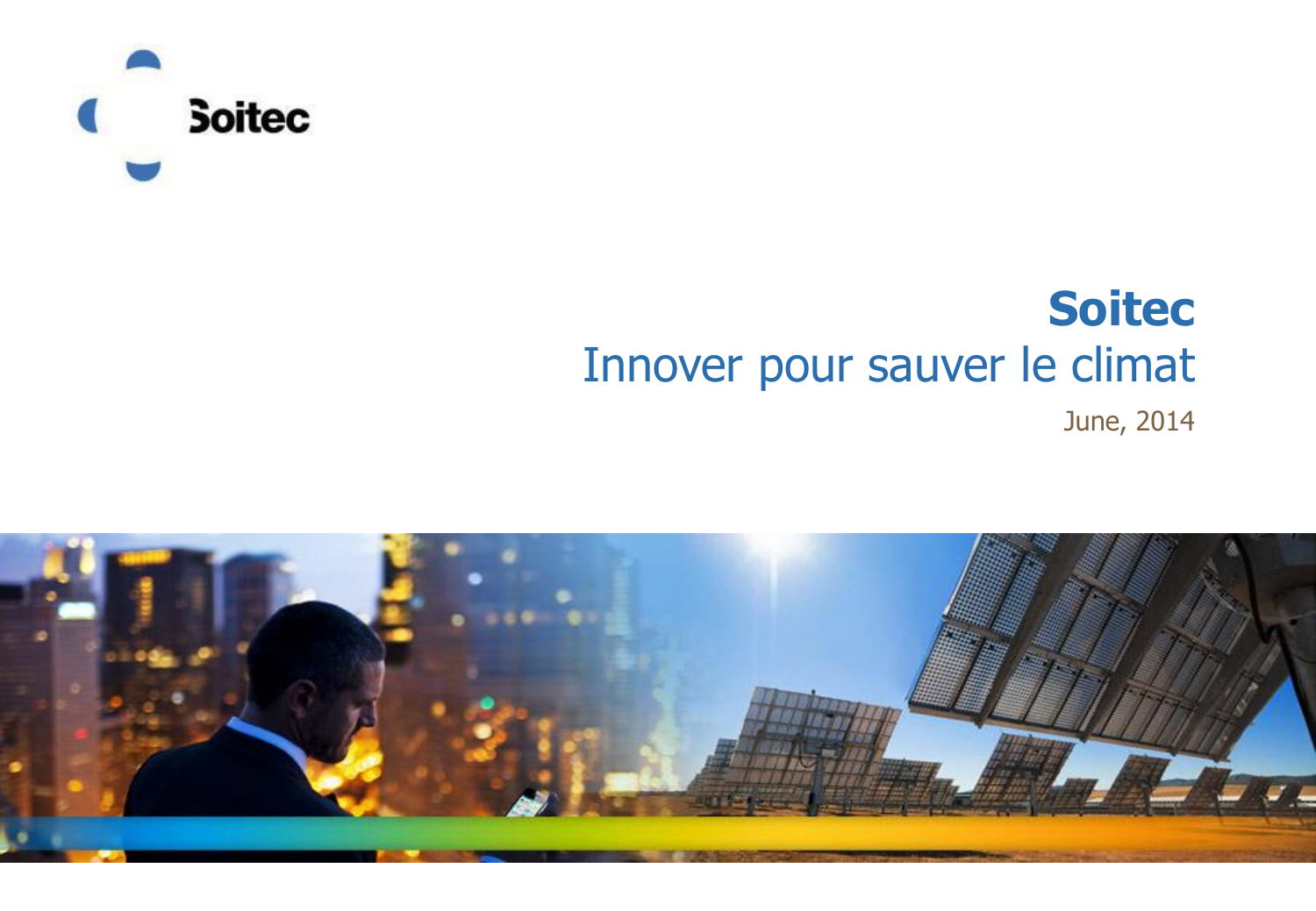# Soitec

## Innover pour sauver le climat

June, 2014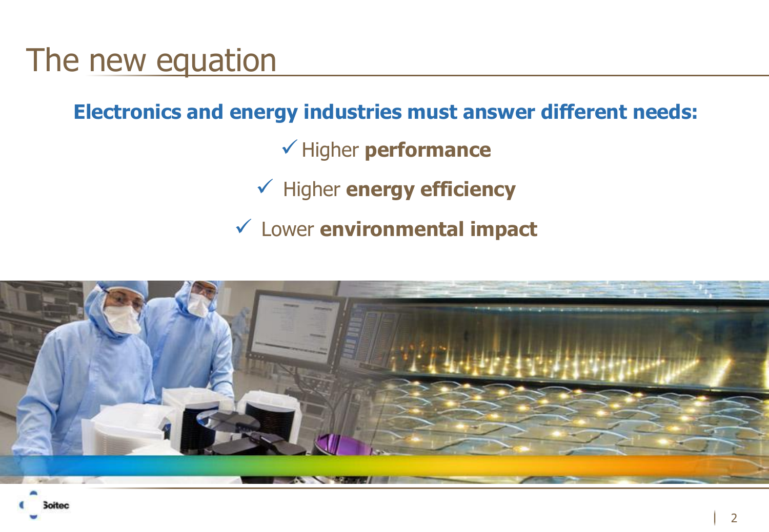# The new equation

**Electronics and energy industries must answer different needs:**

- ✓ Higher **performance**
- ✓ Higher **energy efficiency**
- ✓ Lower **environmental impact**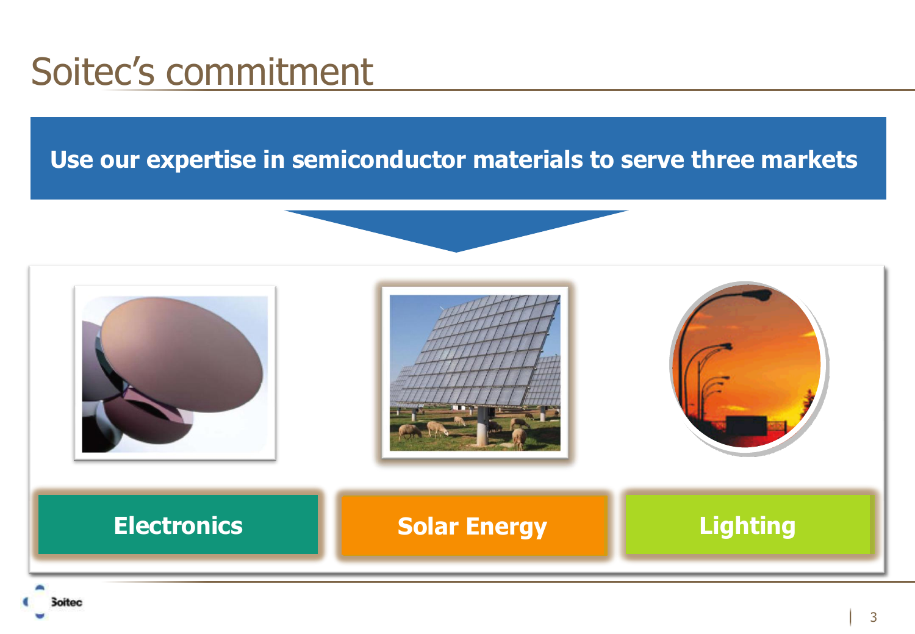# Soitec's commitment

**Use our expertise in semiconductor materials to serve three markets**

**Electronics**

**Solar Energy**

**Lighting**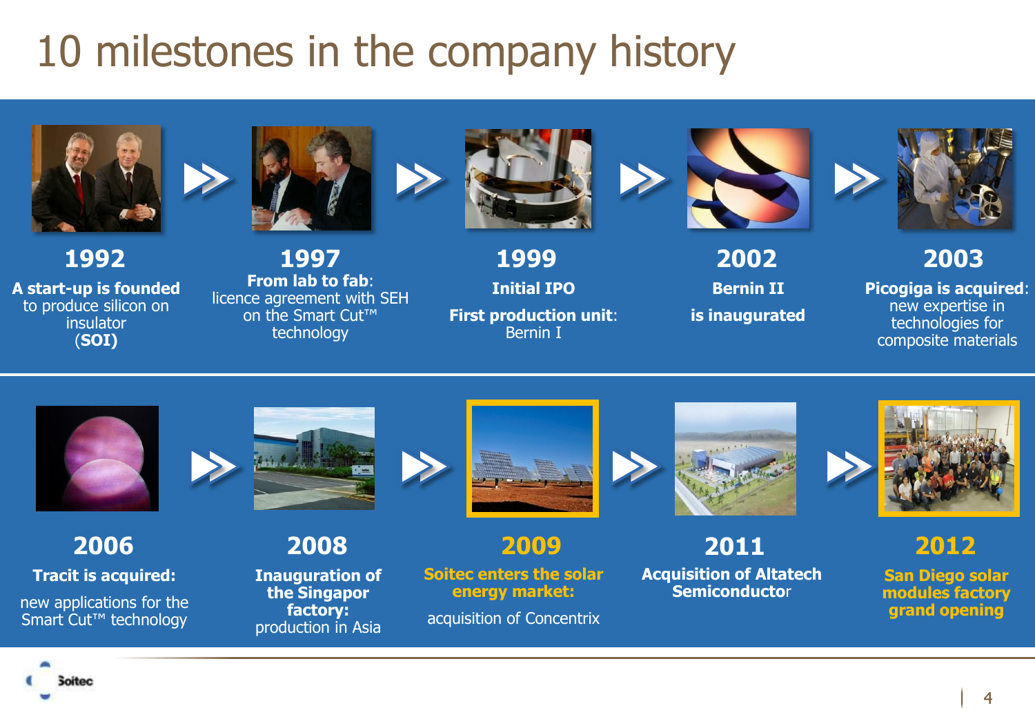# 10 milestones in the company history

**1992**
**A start-up is founded** to produce silicon on insulator (**SOI**)

**1997**
**From lab to fab**: licence agreement with SEH on the Smart Cut™ technology

**1999**
**Initial IPO**

**First production unit**: Bernin I

**2002**
**Bernin II**

**is inaugurated**

**2003**
**Picogiga is acquired**: new expertise in technologies for composite materials

**2006**
**Tracit is acquired:**

new applications for the Smart Cut™ technology

**2008**
**Inauguration of the Singapor factory:** production in Asia

**2009**
**Soitec enters the solar energy market:**

acquisition of Concentrix

**2011**
**Acquisition of Altatech Semiconductor**

**2012**
**San Diego solar modules factory grand opening**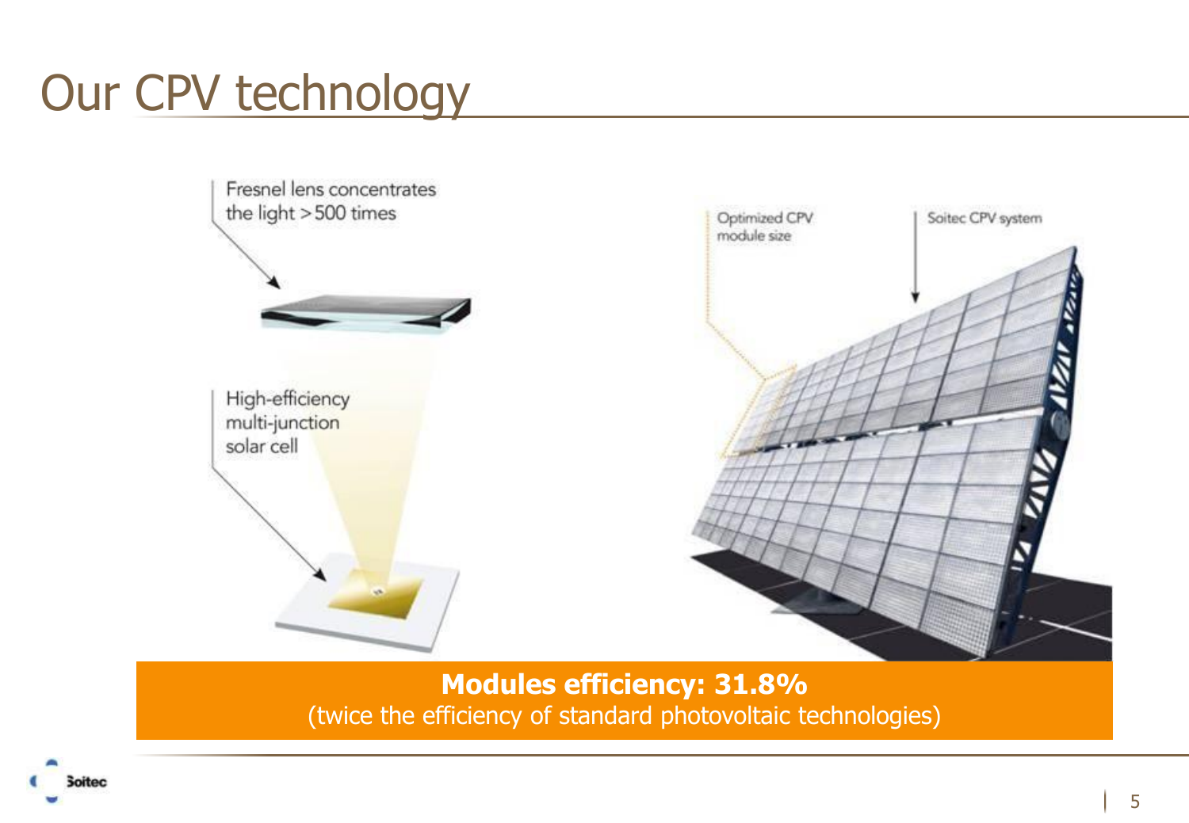# Our CPV technology

Fresnel lens concentrates the light >500 times

High-efficiency multi-junction solar cell

Optimized CPV module size

Soitec CPV system

**Modules efficiency: 31.8%**
(twice the efficiency of standard photovoltaic technologies)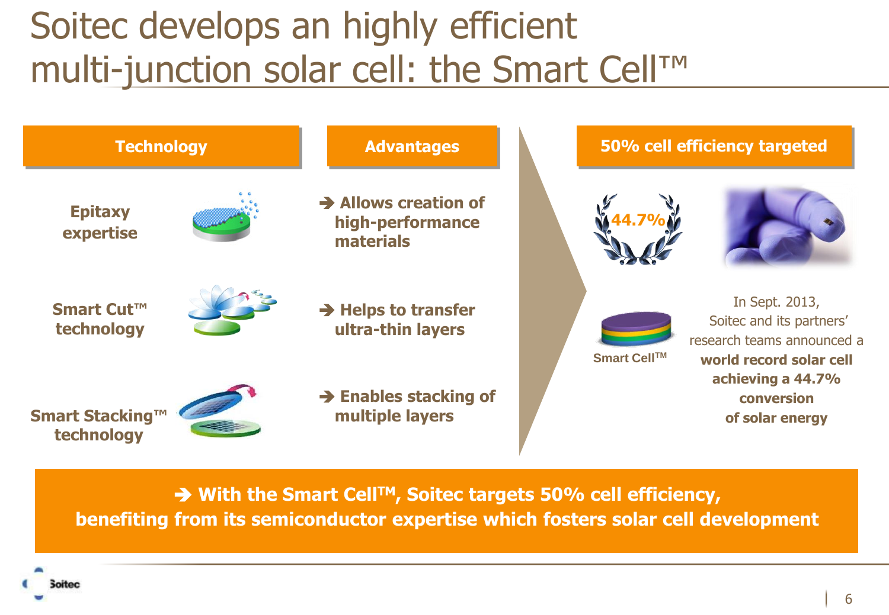# Soitec develops an highly efficient multi-junction solar cell: the Smart Cell™

| Technology | Advantages |
| --- | --- |
| **Epitaxy expertise** | ➔ **Allows creation of high-performance materials** |
| **Smart Cut™ technology** | ➔ **Helps to transfer ultra-thin layers** |
| **Smart Stacking™ technology** | ➔ **Enables stacking of multiple layers** |

## 50% cell efficiency targeted

44.7%

Smart Cell™

In Sept. 2013, Soitec and its partners' research teams announced a **world record solar cell achieving a 44.7% conversion of solar energy**

**➔ With the Smart Cell™, Soitec targets 50% cell efficiency, benefiting from its semiconductor expertise which fosters solar cell development**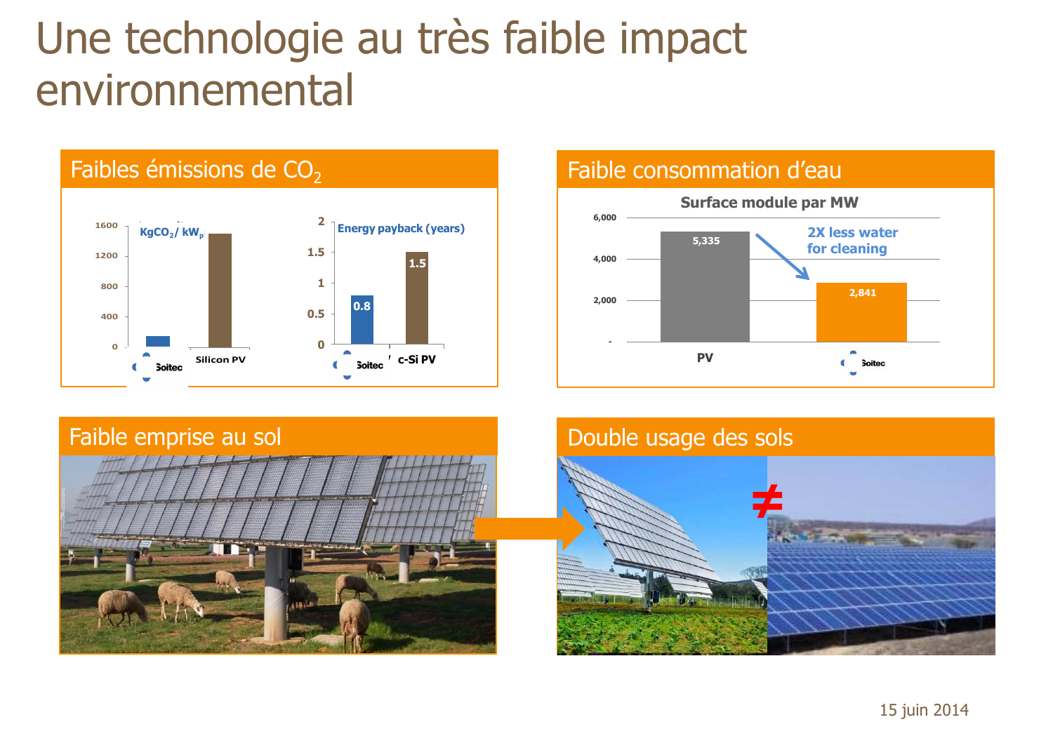# Une technologie au très faible impact environnemental

## Faibles émissions de $CO_2$

KgCO$_2$/ kW$_p$

| | Soitec | Silicon PV |
|---|---|---|
| KgCO$_2$/ kW$_p$ | | |

Energy payback (years)

| | Soitec | c-Si PV |
|---|---|---|
| Energy payback (years) | 0.8 | 1.5 |

## Faible consommation d'eau

Surface module par MW

| PV | Soitec |
|---|---|
| 5,335 | 2,841 |

2X less water for cleaning

## Faible emprise au sol

## Double usage des sols

≠

15 juin 2014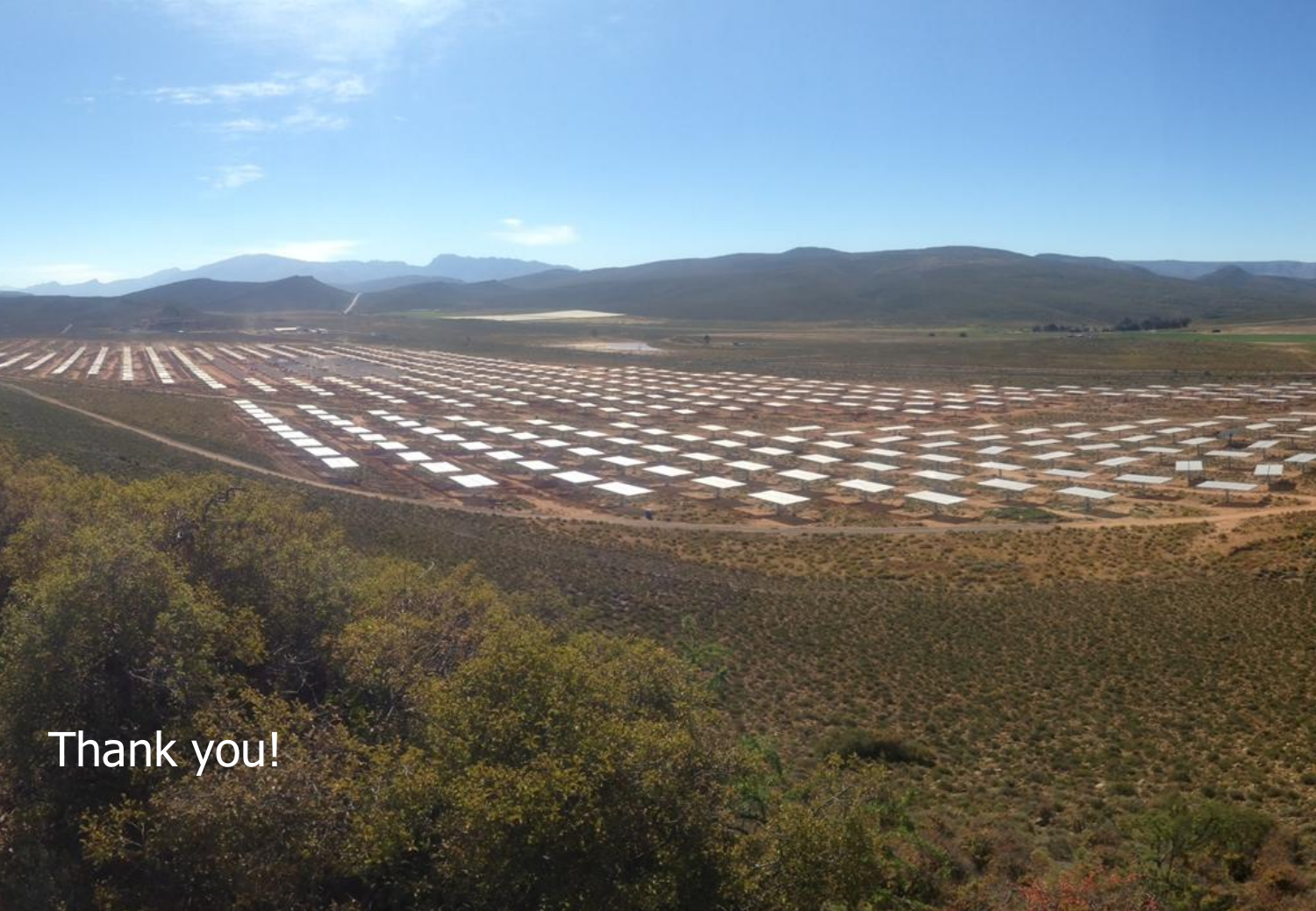Thank you!